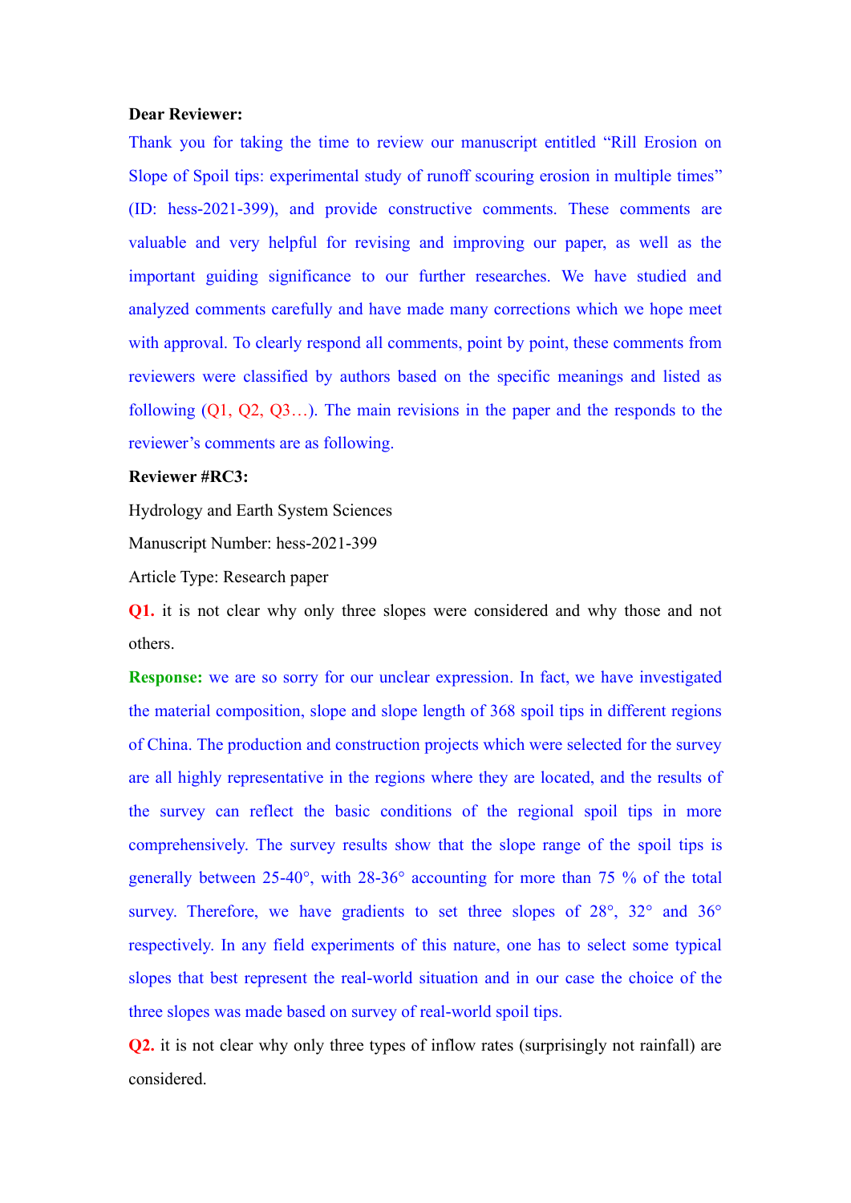**Dear Reviewer:**

Thank you for taking the time to review our manuscript entitled "Rill Erosion on Slope of Spoil tips: experimental study of runoff scouring erosion in multiple times" (ID: hess-2021-399), and provide constructive comments. These comments are valuable and very helpful for revising and improving our paper, as well as the important guiding significance to our further researches. We have studied and analyzed comments carefully and have made many corrections which we hope meet with approval. To clearly respond all comments, point by point, these comments from reviewers were classified by authors based on the specific meanings and listed as following (Q1, Q2, Q3…). The main revisions in the paper and the responds to the reviewer's comments are as following.

**Reviewer #RC3:**

Hydrology and Earth System Sciences

Manuscript Number: hess-2021-399

Article Type: Research paper

**Q1.** it is not clear why only three slopes were considered and why those and not others.

**Response:** we are so sorry for our unclear expression. In fact, we have investigated the material composition, slope and slope length of 368 spoil tips in different regions of China. The production and construction projects which were selected for the survey are all highly representative in the regions where they are located, and the results of the survey can reflect the basic conditions of the regional spoil tips in more comprehensively. The survey results show that the slope range of the spoil tips is generally between 25-40°, with 28-36° accounting for more than 75 % of the total survey. Therefore, we have gradients to set three slopes of 28°, 32° and 36° respectively. In any field experiments of this nature, one has to select some typical slopes that best represent the real-world situation and in our case the choice of the three slopes was made based on survey of real-world spoil tips.

**Q2.** it is not clear why only three types of inflow rates (surprisingly not rainfall) are considered.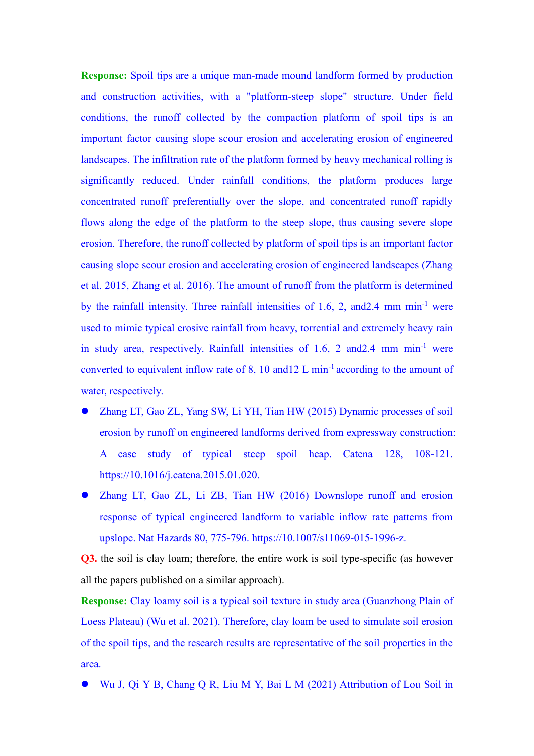**Response:** Spoil tips are a unique man-made mound landform formed by production and construction activities, with a "platform-steep slope" structure. Under field conditions, the runoff collected by the compaction platform of spoil tips is an important factor causing slope scour erosion and accelerating erosion of engineered landscapes. The infiltration rate of the platform formed by heavy mechanical rolling is significantly reduced. Under rainfall conditions, the platform produces large concentrated runoff preferentially over the slope, and concentrated runoff rapidly flows along the edge of the platform to the steep slope, thus causing severe slope erosion. Therefore, the runoff collected by platform of spoil tips is an important factor causing slope scour erosion and accelerating erosion of engineered landscapes (Zhang et al. 2015, Zhang et al. 2016). The amount of runoff from the platform is determined by the rainfall intensity. Three rainfall intensities of 1.6, 2, and2.4 mm min$^{-1}$ were used to mimic typical erosive rainfall from heavy, torrential and extremely heavy rain in study area, respectively. Rainfall intensities of 1.6, 2 and2.4 mm min$^{-1}$ were converted to equivalent inflow rate of 8, 10 and12 L min$^{-1}$ according to the amount of water, respectively.

- Zhang LT, Gao ZL, Yang SW, Li YH, Tian HW (2015) Dynamic processes of soil erosion by runoff on engineered landforms derived from expressway construction: A case study of typical steep spoil heap. Catena 128, 108-121. https://10.1016/j.catena.2015.01.020.
- Zhang LT, Gao ZL, Li ZB, Tian HW (2016) Downslope runoff and erosion response of typical engineered landform to variable inflow rate patterns from upslope. Nat Hazards 80, 775-796. https://10.1007/s11069-015-1996-z.

**Q3.** the soil is clay loam; therefore, the entire work is soil type-specific (as however all the papers published on a similar approach).

**Response:** Clay loamy soil is a typical soil texture in study area (Guanzhong Plain of Loess Plateau) (Wu et al. 2021). Therefore, clay loam be used to simulate soil erosion of the spoil tips, and the research results are representative of the soil properties in the area.

- Wu J, Qi Y B, Chang Q R, Liu M Y, Bai L M (2021) Attribution of Lou Soil in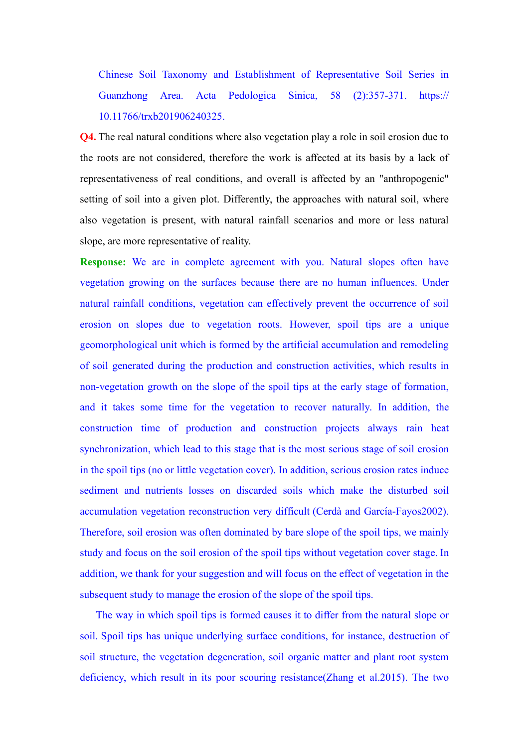Chinese Soil Taxonomy and Establishment of Representative Soil Series in Guanzhong Area. Acta Pedologica Sinica, 58 (2):357-371. https://10.11766/trxb201906240325.

**Q4.** The real natural conditions where also vegetation play a role in soil erosion due to the roots are not considered, therefore the work is affected at its basis by a lack of representativeness of real conditions, and overall is affected by an "anthropogenic" setting of soil into a given plot. Differently, the approaches with natural soil, where also vegetation is present, with natural rainfall scenarios and more or less natural slope, are more representative of reality.

**Response:** We are in complete agreement with you. Natural slopes often have vegetation growing on the surfaces because there are no human influences. Under natural rainfall conditions, vegetation can effectively prevent the occurrence of soil erosion on slopes due to vegetation roots. However, spoil tips are a unique geomorphological unit which is formed by the artificial accumulation and remodeling of soil generated during the production and construction activities, which results in non-vegetation growth on the slope of the spoil tips at the early stage of formation, and it takes some time for the vegetation to recover naturally. In addition, the construction time of production and construction projects always rain heat synchronization, which lead to this stage that is the most serious stage of soil erosion in the spoil tips (no or little vegetation cover). In addition, serious erosion rates induce sediment and nutrients losses on discarded soils which make the disturbed soil accumulation vegetation reconstruction very difficult (Cerdà and García-Fayos2002). Therefore, soil erosion was often dominated by bare slope of the spoil tips, we mainly study and focus on the soil erosion of the spoil tips without vegetation cover stage. In addition, we thank for your suggestion and will focus on the effect of vegetation in the subsequent study to manage the erosion of the slope of the spoil tips.

The way in which spoil tips is formed causes it to differ from the natural slope or soil. Spoil tips has unique underlying surface conditions, for instance, destruction of soil structure, the vegetation degeneration, soil organic matter and plant root system deficiency, which result in its poor scouring resistance(Zhang et al.2015). The two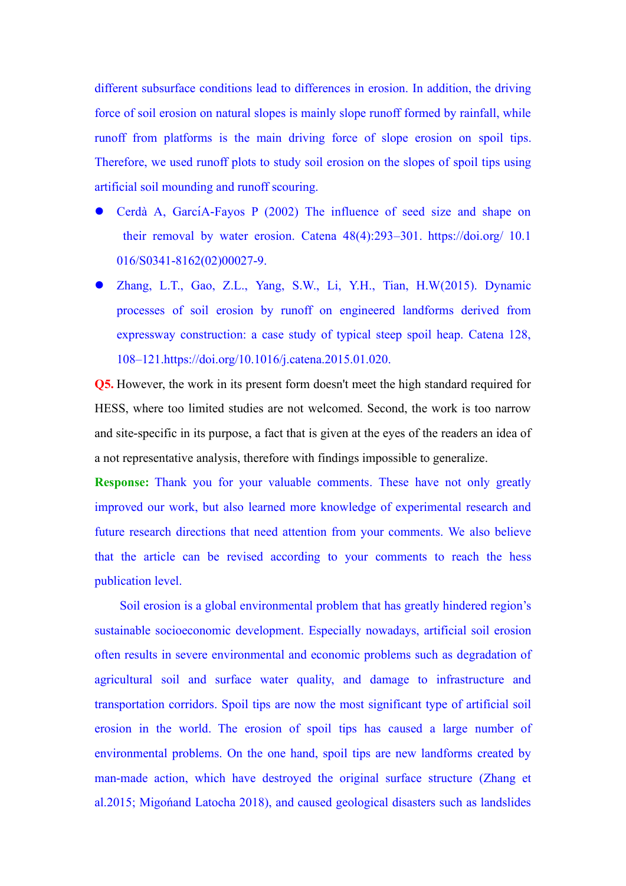different subsurface conditions lead to differences in erosion. In addition, the driving force of soil erosion on natural slopes is mainly slope runoff formed by rainfall, while runoff from platforms is the main driving force of slope erosion on spoil tips. Therefore, we used runoff plots to study soil erosion on the slopes of spoil tips using artificial soil mounding and runoff scouring.

- Cerdà A, GarcíA-Fayos P (2002) The influence of seed size and shape on their removal by water erosion. Catena 48(4):293–301. https://doi.org/ 10.1016/S0341-8162(02)00027-9.
- Zhang, L.T., Gao, Z.L., Yang, S.W., Li, Y.H., Tian, H.W(2015). Dynamic processes of soil erosion by runoff on engineered landforms derived from expressway construction: a case study of typical steep spoil heap. Catena 128, 108–121.https://doi.org/10.1016/j.catena.2015.01.020.

**Q5.** However, the work in its present form doesn't meet the high standard required for HESS, where too limited studies are not welcomed. Second, the work is too narrow and site-specific in its purpose, a fact that is given at the eyes of the readers an idea of a not representative analysis, therefore with findings impossible to generalize.

**Response:** Thank you for your valuable comments. These have not only greatly improved our work, but also learned more knowledge of experimental research and future research directions that need attention from your comments. We also believe that the article can be revised according to your comments to reach the hess publication level.

Soil erosion is a global environmental problem that has greatly hindered region's sustainable socioeconomic development. Especially nowadays, artificial soil erosion often results in severe environmental and economic problems such as degradation of agricultural soil and surface water quality, and damage to infrastructure and transportation corridors. Spoil tips are now the most significant type of artificial soil erosion in the world. The erosion of spoil tips has caused a large number of environmental problems. On the one hand, spoil tips are new landforms created by man-made action, which have destroyed the original surface structure (Zhang et al.2015; Migońand Latocha 2018), and caused geological disasters such as landslides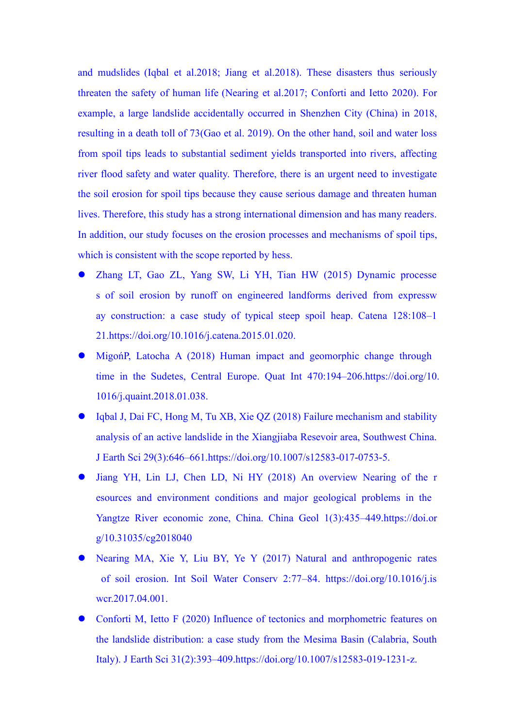and mudslides (Iqbal et al.2018; Jiang et al.2018). These disasters thus seriously threaten the safety of human life (Nearing et al.2017; Conforti and Ietto 2020). For example, a large landslide accidentally occurred in Shenzhen City (China) in 2018, resulting in a death toll of 73(Gao et al. 2019). On the other hand, soil and water loss from spoil tips leads to substantial sediment yields transported into rivers, affecting river flood safety and water quality. Therefore, there is an urgent need to investigate the soil erosion for spoil tips because they cause serious damage and threaten human lives. Therefore, this study has a strong international dimension and has many readers. In addition, our study focuses on the erosion processes and mechanisms of spoil tips, which is consistent with the scope reported by hess.

- Zhang LT, Gao ZL, Yang SW, Li YH, Tian HW (2015) Dynamic processe s of soil erosion by runoff on engineered landforms derived from expressw ay construction: a case study of typical steep spoil heap. Catena 128:108–121.https://doi.org/10.1016/j.catena.2015.01.020.
- MigońP, Latocha A (2018) Human impact and geomorphic change through time in the Sudetes, Central Europe. Quat Int 470:194–206.https://doi.org/10.1016/j.quaint.2018.01.038.
- Iqbal J, Dai FC, Hong M, Tu XB, Xie QZ (2018) Failure mechanism and stability analysis of an active landslide in the Xiangjiaba Resevoir area, Southwest China. J Earth Sci 29(3):646–661.https://doi.org/10.1007/s12583-017-0753-5.
- Jiang YH, Lin LJ, Chen LD, Ni HY (2018) An overview Nearing of the r esources and environment conditions and major geological problems in the Yangtze River economic zone, China. China Geol 1(3):435–449.https://doi.org/10.31035/cg2018040
- Nearing MA, Xie Y, Liu BY, Ye Y (2017) Natural and anthropogenic rates of soil erosion. Int Soil Water Conserv 2:77–84. https://doi.org/10.1016/j.iswcr.2017.04.001.
- Conforti M, Ietto F (2020) Influence of tectonics and morphometric features on the landslide distribution: a case study from the Mesima Basin (Calabria, South Italy). J Earth Sci 31(2):393–409.https://doi.org/10.1007/s12583-019-1231-z.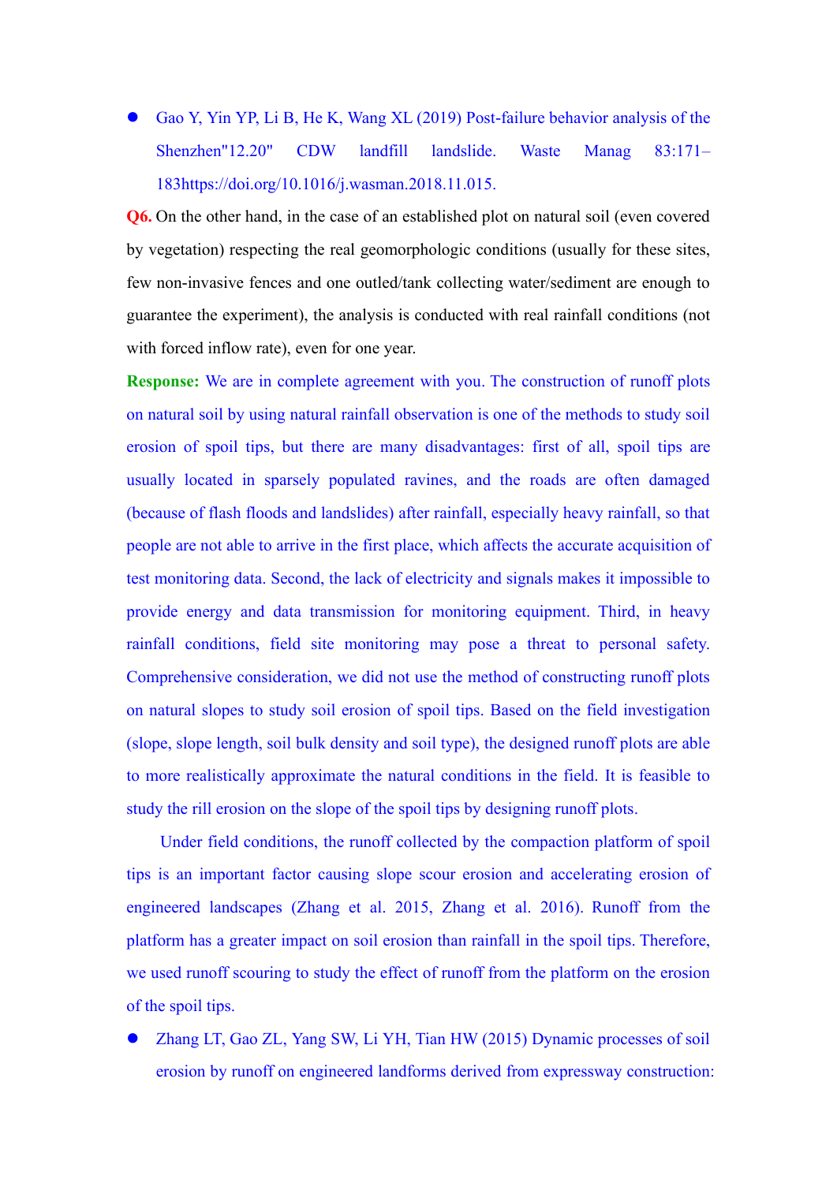- Gao Y, Yin YP, Li B, He K, Wang XL (2019) Post-failure behavior analysis of the Shenzhen"12.20" CDW landfill landslide. Waste Manag 83:171–183https://doi.org/10.1016/j.wasman.2018.11.015.

**Q6.** On the other hand, in the case of an established plot on natural soil (even covered by vegetation) respecting the real geomorphologic conditions (usually for these sites, few non-invasive fences and one outled/tank collecting water/sediment are enough to guarantee the experiment), the analysis is conducted with real rainfall conditions (not with forced inflow rate), even for one year.

**Response:** We are in complete agreement with you. The construction of runoff plots on natural soil by using natural rainfall observation is one of the methods to study soil erosion of spoil tips, but there are many disadvantages: first of all, spoil tips are usually located in sparsely populated ravines, and the roads are often damaged (because of flash floods and landslides) after rainfall, especially heavy rainfall, so that people are not able to arrive in the first place, which affects the accurate acquisition of test monitoring data. Second, the lack of electricity and signals makes it impossible to provide energy and data transmission for monitoring equipment. Third, in heavy rainfall conditions, field site monitoring may pose a threat to personal safety. Comprehensive consideration, we did not use the method of constructing runoff plots on natural slopes to study soil erosion of spoil tips. Based on the field investigation (slope, slope length, soil bulk density and soil type), the designed runoff plots are able to more realistically approximate the natural conditions in the field. It is feasible to study the rill erosion on the slope of the spoil tips by designing runoff plots.

Under field conditions, the runoff collected by the compaction platform of spoil tips is an important factor causing slope scour erosion and accelerating erosion of engineered landscapes (Zhang et al. 2015, Zhang et al. 2016). Runoff from the platform has a greater impact on soil erosion than rainfall in the spoil tips. Therefore, we used runoff scouring to study the effect of runoff from the platform on the erosion of the spoil tips.

- Zhang LT, Gao ZL, Yang SW, Li YH, Tian HW (2015) Dynamic processes of soil erosion by runoff on engineered landforms derived from expressway construction: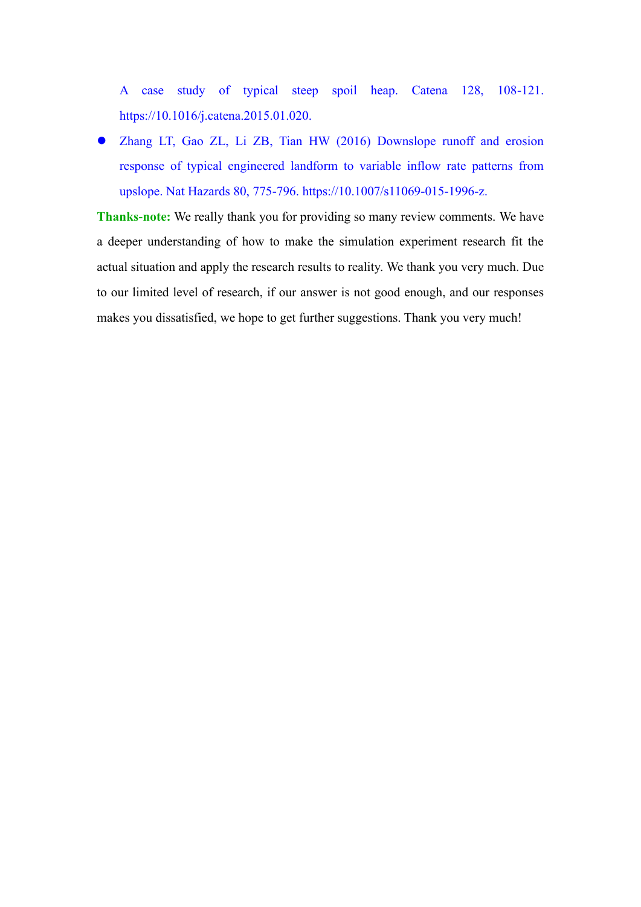A case study of typical steep spoil heap. Catena 128, 108-121. https://10.1016/j.catena.2015.01.020.

- Zhang LT, Gao ZL, Li ZB, Tian HW (2016) Downslope runoff and erosion response of typical engineered landform to variable inflow rate patterns from upslope. Nat Hazards 80, 775-796. https://10.1007/s11069-015-1996-z.

**Thanks-note:** We really thank you for providing so many review comments. We have a deeper understanding of how to make the simulation experiment research fit the actual situation and apply the research results to reality. We thank you very much. Due to our limited level of research, if our answer is not good enough, and our responses makes you dissatisfied, we hope to get further suggestions. Thank you very much!